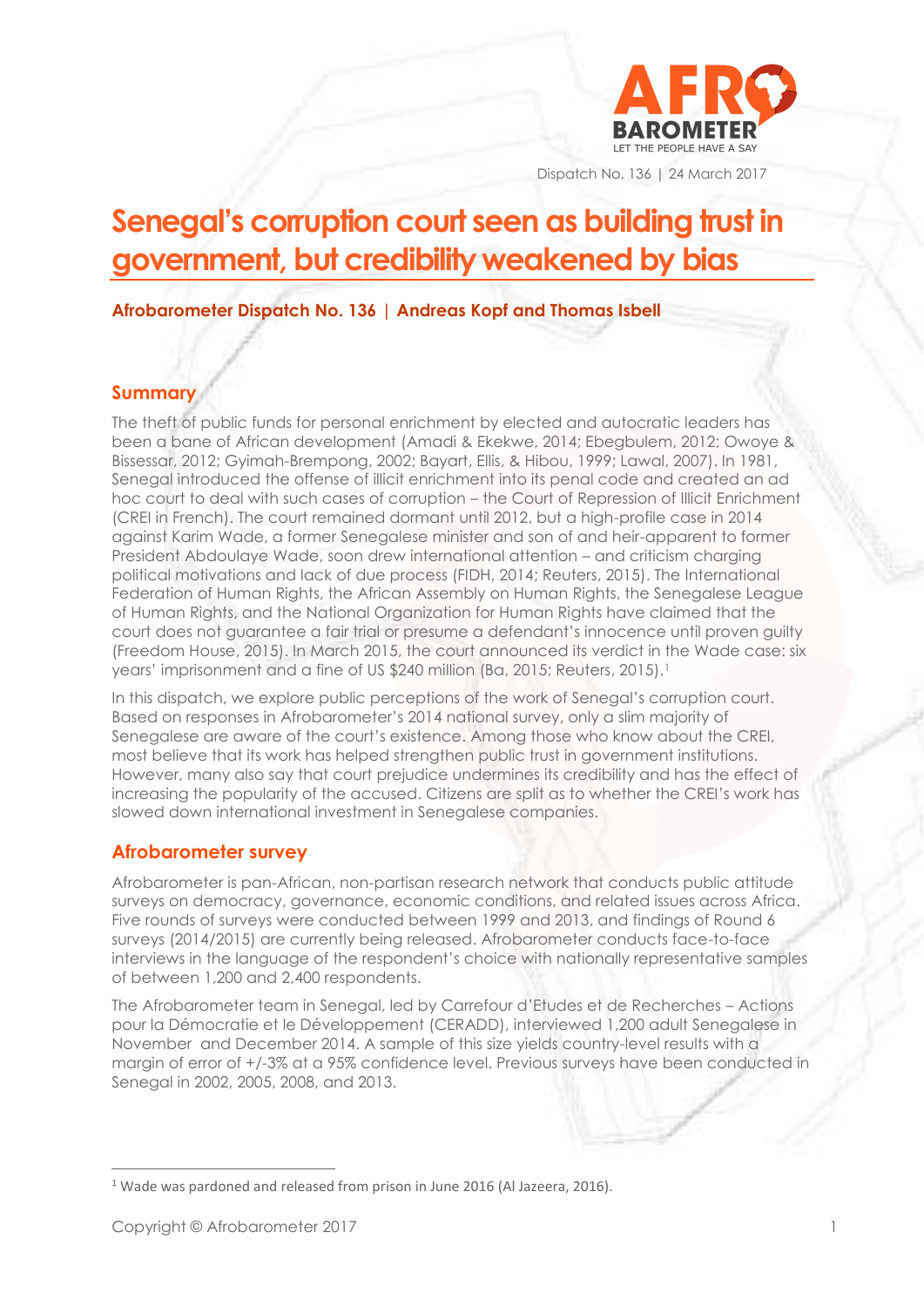Dispatch No. 136 | 24 March 2017

# Senegal's corruption court seen as building trust in government, but credibility weakened by bias

**Afrobarometer Dispatch No. 136 | Andreas Kopf and Thomas Isbell**

## Summary

The theft of public funds for personal enrichment by elected and autocratic leaders has been a bane of African development (Amadi & Ekekwe, 2014; Ebegbulem, 2012; Owoye & Bissessar, 2012; Gyimah-Brempong, 2002; Bayart, Ellis, & Hibou, 1999; Lawal, 2007). In 1981, Senegal introduced the offense of illicit enrichment into its penal code and created an ad hoc court to deal with such cases of corruption – the Court of Repression of Illicit Enrichment (CREI in French). The court remained dormant until 2012, but a high-profile case in 2014 against Karim Wade, a former Senegalese minister and son of and heir-apparent to former President Abdoulaye Wade, soon drew international attention – and criticism charging political motivations and lack of due process (FIDH, 2014; Reuters, 2015). The International Federation of Human Rights, the African Assembly on Human Rights, the Senegalese League of Human Rights, and the National Organization for Human Rights have claimed that the court does not guarantee a fair trial or presume a defendant's innocence until proven guilty (Freedom House, 2015). In March 2015, the court announced its verdict in the Wade case: six years' imprisonment and a fine of US $240 million (Ba, 2015; Reuters, 2015).[1]

In this dispatch, we explore public perceptions of the work of Senegal's corruption court. Based on responses in Afrobarometer's 2014 national survey, only a slim majority of Senegalese are aware of the court's existence. Among those who know about the CREI, most believe that its work has helped strengthen public trust in government institutions. However, many also say that court prejudice undermines its credibility and has the effect of increasing the popularity of the accused. Citizens are split as to whether the CREI's work has slowed down international investment in Senegalese companies.

## Afrobarometer survey

Afrobarometer is pan-African, non-partisan research network that conducts public attitude surveys on democracy, governance, economic conditions, and related issues across Africa. Five rounds of surveys were conducted between 1999 and 2013, and findings of Round 6 surveys (2014/2015) are currently being released. Afrobarometer conducts face-to-face interviews in the language of the respondent's choice with nationally representative samples of between 1,200 and 2,400 respondents.

The Afrobarometer team in Senegal, led by Carrefour d'Etudes et de Recherches – Actions pour la Démocratie et le Développement (CERADD), interviewed 1,200 adult Senegalese in November and December 2014. A sample of this size yields country-level results with a margin of error of +/-3% at a 95% confidence level. Previous surveys have been conducted in Senegal in 2002, 2005, 2008, and 2013.

---

[1] Wade was pardoned and released from prison in June 2016 (Al Jazeera, 2016).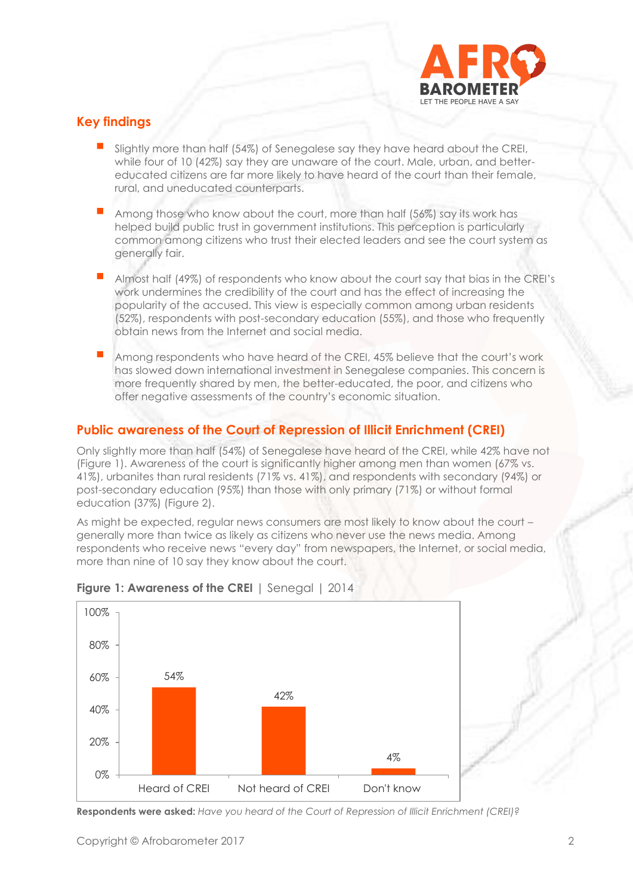## Key findings

- Slightly more than half (54%) of Senegalese say they have heard about the CREI, while four of 10 (42%) say they are unaware of the court. Male, urban, and better-educated citizens are far more likely to have heard of the court than their female, rural, and uneducated counterparts.
- Among those who know about the court, more than half (56%) say its work has helped build public trust in government institutions. This perception is particularly common among citizens who trust their elected leaders and see the court system as generally fair.
- Almost half (49%) of respondents who know about the court say that bias in the CREI's work undermines the credibility of the court and has the effect of increasing the popularity of the accused. This view is especially common among urban residents (52%), respondents with post-secondary education (55%), and those who frequently obtain news from the Internet and social media.
- Among respondents who have heard of the CREI, 45% believe that the court's work has slowed down international investment in Senegalese companies. This concern is more frequently shared by men, the better-educated, the poor, and citizens who offer negative assessments of the country's economic situation.

## Public awareness of the Court of Repression of Illicit Enrichment (CREI)

Only slightly more than half (54%) of Senegalese have heard of the CREI, while 42% have not (Figure 1). Awareness of the court is significantly higher among men than women (67% vs. 41%), urbanites than rural residents (71% vs. 41%), and respondents with secondary (94%) or post-secondary education (95%) than those with only primary (71%) or without formal education (37%) (Figure 2).

As might be expected, regular news consumers are most likely to know about the court – generally more than twice as likely as citizens who never use the news media. Among respondents who receive news "every day" from newspapers, the Internet, or social media, more than nine of 10 say they know about the court.

**Figure 1: Awareness of the CREI** | Senegal | 2014

| Response | % |
|---|---|
| Heard of CREI | 54% |
| Not heard of CREI | 42% |
| Don't know | 4% |

**Respondents were asked:** *Have you heard of the Court of Repression of Illicit Enrichment (CREI)?*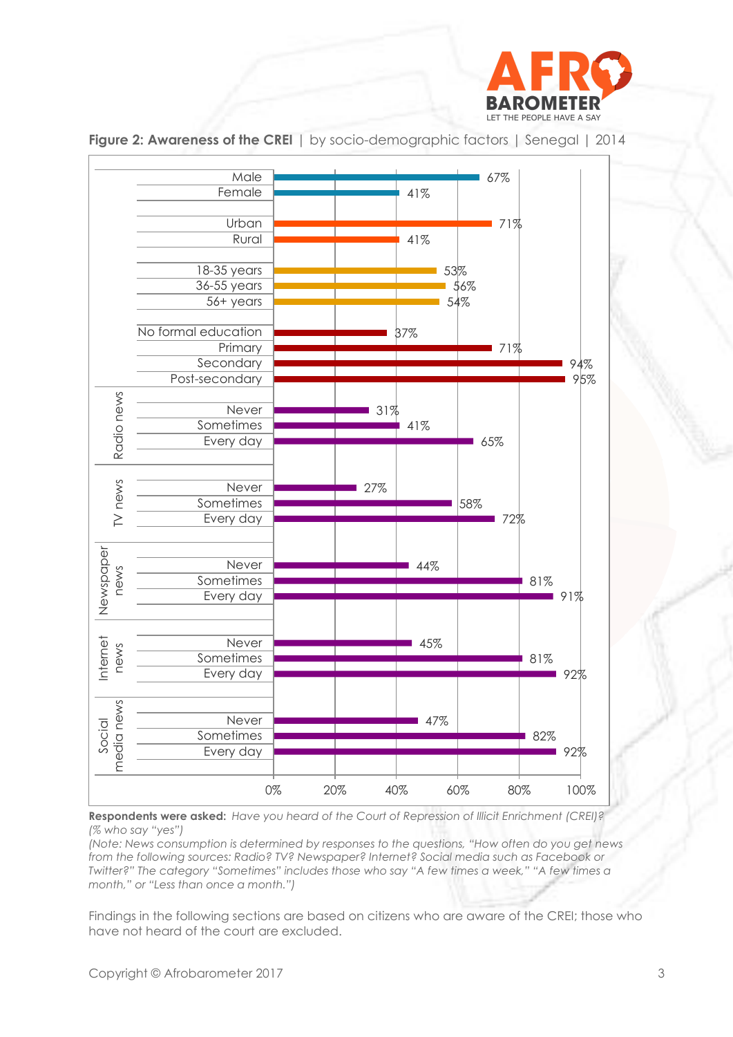**Figure 2: Awareness of the CREI** | by socio-demographic factors | Senegal | 2014

| Category | Group | % |
|---|---|---|
| | Male | 67% |
| | Female | 41% |
| | Urban | 71% |
| | Rural | 41% |
| | 18-35 years | 53% |
| | 36-55 years | 56% |
| | 56+ years | 54% |
| | No formal education | 37% |
| | Primary | 71% |
| | Secondary | 94% |
| | Post-secondary | 95% |
| Radio news | Never | 31% |
| Radio news | Sometimes | 41% |
| Radio news | Every day | 65% |
| TV news | Never | 27% |
| TV news | Sometimes | 58% |
| TV news | Every day | 72% |
| Newspaper news | Never | 44% |
| Newspaper news | Sometimes | 81% |
| Newspaper news | Every day | 91% |
| Internet news | Never | 45% |
| Internet news | Sometimes | 81% |
| Internet news | Every day | 92% |
| Social media news | Never | 47% |
| Social media news | Sometimes | 82% |
| Social media news | Every day | 92% |

**Respondents were asked:** *Have you heard of the Court of Repression of Illicit Enrichment (CREI)? (% who say "yes")*

*(Note: News consumption is determined by responses to the questions, "How often do you get news from the following sources: Radio? TV? Newspaper? Internet? Social media such as Facebook or Twitter?" The category "Sometimes" includes those who say "A few times a week," "A few times a month," or "Less than once a month.")*

Findings in the following sections are based on citizens who are aware of the CREI; those who have not heard of the court are excluded.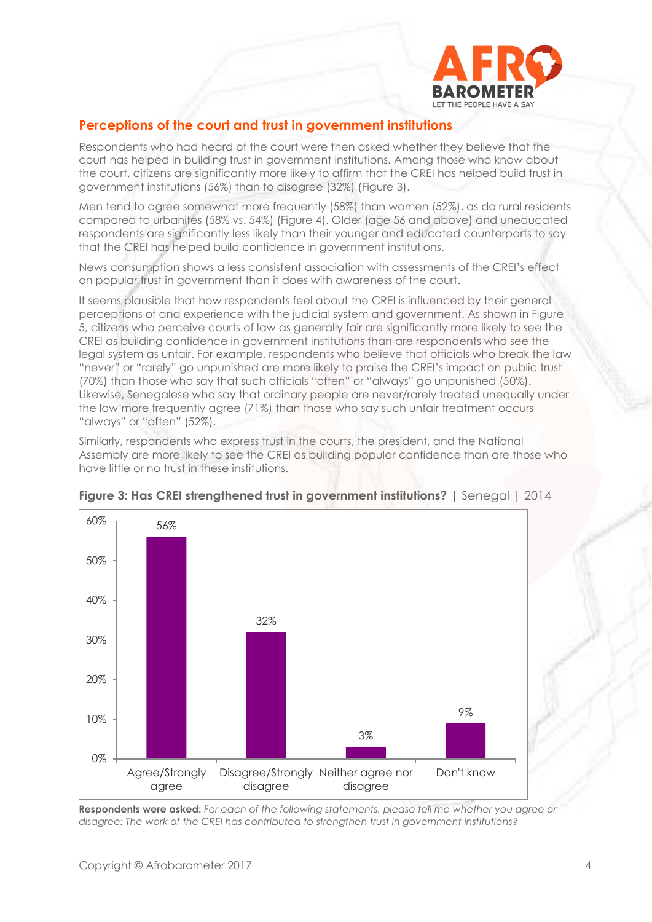## Perceptions of the court and trust in government institutions

Respondents who had heard of the court were then asked whether they believe that the court has helped in building trust in government institutions. Among those who know about the court, citizens are significantly more likely to affirm that the CREI has helped build trust in government institutions (56%) than to disagree (32%) (Figure 3).

Men tend to agree somewhat more frequently (58%) than women (52%), as do rural residents compared to urbanites (58% vs. 54%) (Figure 4). Older (age 56 and above) and uneducated respondents are significantly less likely than their younger and educated counterparts to say that the CREI has helped build confidence in government institutions.

News consumption shows a less consistent association with assessments of the CREI's effect on popular trust in government than it does with awareness of the court.

It seems plausible that how respondents feel about the CREI is influenced by their general perceptions of and experience with the judicial system and government. As shown in Figure 5, citizens who perceive courts of law as generally fair are significantly more likely to see the CREI as building confidence in government institutions than are respondents who see the legal system as unfair. For example, respondents who believe that officials who break the law "never" or "rarely" go unpunished are more likely to praise the CREI's impact on public trust (70%) than those who say that such officials "often" or "always" go unpunished (50%). Likewise, Senegalese who say that ordinary people are never/rarely treated unequally under the law more frequently agree (71%) than those who say such unfair treatment occurs "always" or "often" (52%).

Similarly, respondents who express trust in the courts, the president, and the National Assembly are more likely to see the CREI as building popular confidence than are those who have little or no trust in these institutions.

**Figure 3: Has CREI strengthened trust in government institutions?** | Senegal | 2014

| Response | Percentage |
|---|---|
| Agree/Strongly agree | 56% |
| Disagree/Strongly disagree | 32% |
| Neither agree nor disagree | 3% |
| Don't know | 9% |

**Respondents were asked:** *For each of the following statements, please tell me whether you agree or disagree: The work of the CREI has contributed to strengthen trust in government institutions?*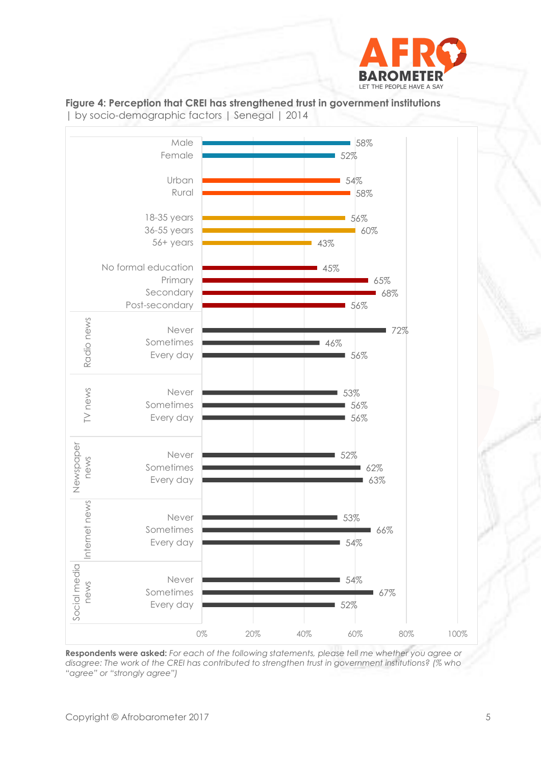**Figure 4: Perception that CREI has strengthened trust in government institutions** | by socio-demographic factors | Senegal | 2014

| Category | Group | % |
|---|---|---|
| | Male | 58% |
| | Female | 52% |
| | Urban | 54% |
| | Rural | 58% |
| | 18-35 years | 56% |
| | 36-55 years | 60% |
| | 56+ years | 43% |
| | No formal education | 45% |
| | Primary | 65% |
| | Secondary | 68% |
| | Post-secondary | 56% |
| Radio news | Never | 72% |
| | Sometimes | 46% |
| | Every day | 56% |
| TV news | Never | 53% |
| | Sometimes | 56% |
| | Every day | 56% |
| Newspaper news | Never | 52% |
| | Sometimes | 62% |
| | Every day | 63% |
| Internet news | Never | 53% |
| | Sometimes | 66% |
| | Every day | 54% |
| Social media news | Never | 54% |
| | Sometimes | 67% |
| | Every day | 52% |

**Respondents were asked:** *For each of the following statements, please tell me whether you agree or disagree: The work of the CREI has contributed to strengthen trust in government institutions? (% who "agree" or "strongly agree")*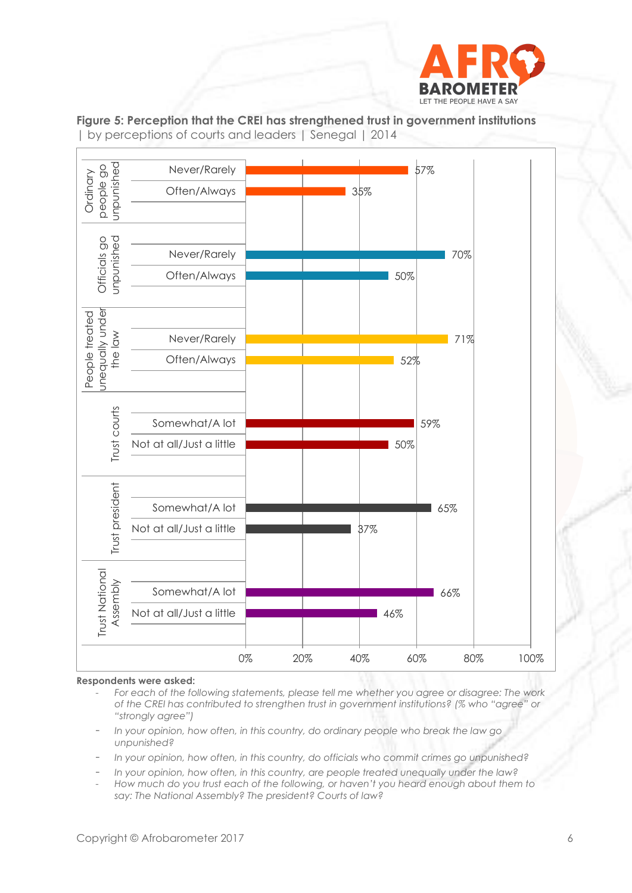**Figure 5: Perception that the CREI has strengthened trust in government institutions** | by perceptions of courts and leaders | Senegal | 2014

| Category | Response | % |
|---|---|---|
| Ordinary people go unpunished | Never/Rarely | 57% |
| | Often/Always | 35% |
| Officials go unpunished | Never/Rarely | 70% |
| | Often/Always | 50% |
| People treated unequally under the law | Never/Rarely | 71% |
| | Often/Always | 52% |
| Trust courts | Somewhat/A lot | 59% |
| | Not at all/Just a little | 50% |
| Trust president | Somewhat/A lot | 65% |
| | Not at all/Just a little | 37% |
| Trust National Assembly | Somewhat/A lot | 66% |
| | Not at all/Just a little | 46% |

**Respondents were asked:**

- *For each of the following statements, please tell me whether you agree or disagree: The work of the CREI has contributed to strengthen trust in government institutions? (% who "agree" or "strongly agree")*
- *In your opinion, how often, in this country, do ordinary people who break the law go unpunished?*
- *In your opinion, how often, in this country, do officials who commit crimes go unpunished?*
- *In your opinion, how often, in this country, are people treated unequally under the law?*
- *How much do you trust each of the following, or haven't you heard enough about them to say: The National Assembly? The president? Courts of law?*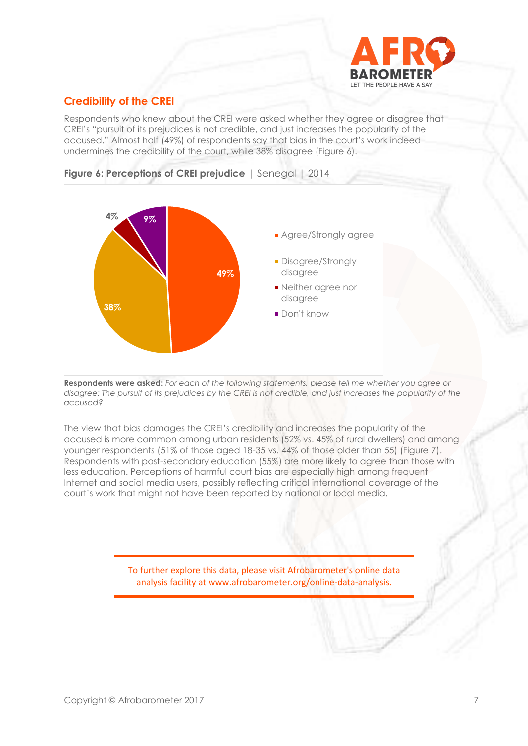## Credibility of the CREI

Respondents who knew about the CREI were asked whether they agree or disagree that CREI's "pursuit of its prejudices is not credible, and just increases the popularity of the accused." Almost half (49%) of respondents say that bias in the court's work indeed undermines the credibility of the court, while 38% disagree (Figure 6).

**Figure 6: Perceptions of CREI prejudice** | Senegal | 2014

| Response | % |
|---|---|
| Agree/Strongly agree | 49% |
| Disagree/Strongly disagree | 38% |
| Neither agree nor disagree | 4% |
| Don't know | 9% |

**Respondents were asked:** *For each of the following statements, please tell me whether you agree or disagree: The pursuit of its prejudices by the CREI is not credible, and just increases the popularity of the accused?*

The view that bias damages the CREI's credibility and increases the popularity of the accused is more common among urban residents (52% vs. 45% of rural dwellers) and among younger respondents (51% of those aged 18-35 vs. 44% of those older than 55) (Figure 7). Respondents with post-secondary education (55%) are more likely to agree than those with less education. Perceptions of harmful court bias are especially high among frequent Internet and social media users, possibly reflecting critical international coverage of the court's work that might not have been reported by national or local media.

To further explore this data, please visit Afrobarometer's online data analysis facility at www.afrobarometer.org/online-data-analysis.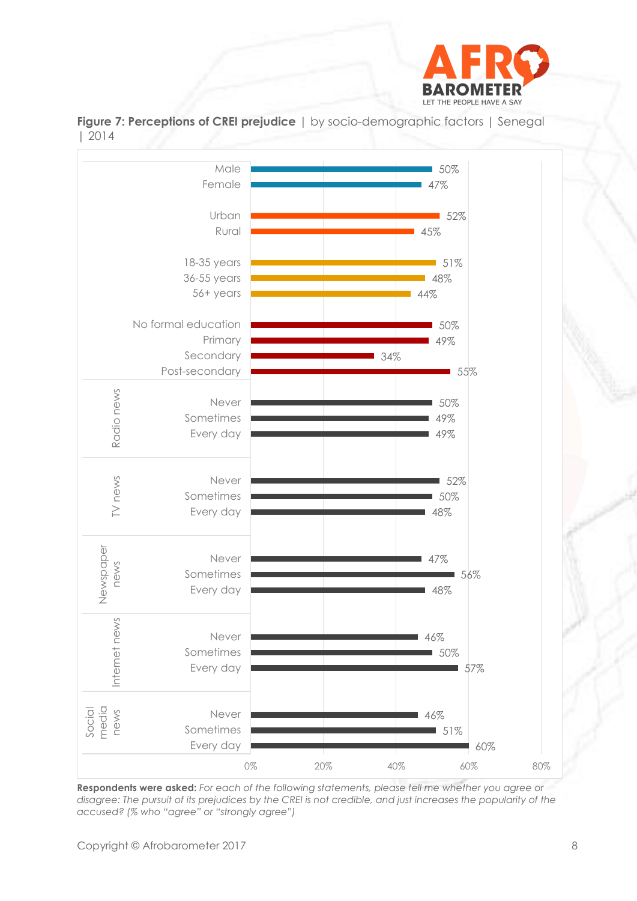**Figure 7: Perceptions of CREI prejudice** | by socio-demographic factors | Senegal | 2014

| Category | Group | % |
|---|---|---|
| | Male | 50% |
| | Female | 47% |
| | Urban | 52% |
| | Rural | 45% |
| | 18-35 years | 51% |
| | 36-55 years | 48% |
| | 56+ years | 44% |
| | No formal education | 50% |
| | Primary | 49% |
| | Secondary | 34% |
| | Post-secondary | 55% |
| Radio news | Never | 50% |
| | Sometimes | 49% |
| | Every day | 49% |
| TV news | Never | 52% |
| | Sometimes | 50% |
| | Every day | 48% |
| Newspaper news | Never | 47% |
| | Sometimes | 56% |
| | Every day | 48% |
| Internet news | Never | 46% |
| | Sometimes | 50% |
| | Every day | 57% |
| Social media news | Never | 46% |
| | Sometimes | 51% |
| | Every day | 60% |

**Respondents were asked:** *For each of the following statements, please tell me whether you agree or disagree: The pursuit of its prejudices by the CREI is not credible, and just increases the popularity of the accused? (% who "agree" or "strongly agree")*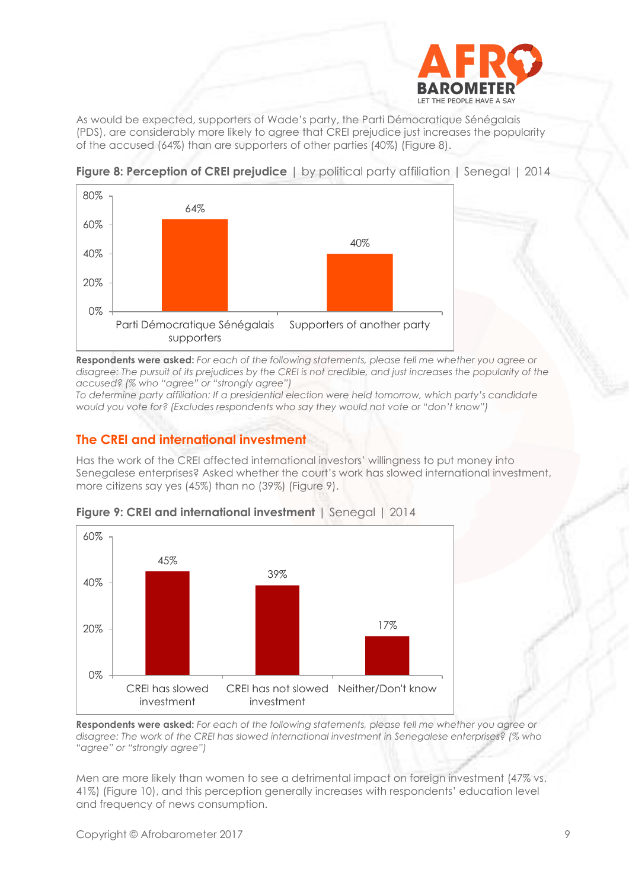As would be expected, supporters of Wade's party, the Parti Démocratique Sénégalais (PDS), are considerably more likely to agree that CREI prejudice just increases the popularity of the accused (64%) than are supporters of other parties (40%) (Figure 8).

**Figure 8: Perception of CREI prejudice** | by political party affiliation | Senegal | 2014

| | % |
|---|---|
| Parti Démocratique Sénégalais supporters | 64% |
| Supporters of another party | 40% |

**Respondents were asked:** *For each of the following statements, please tell me whether you agree or disagree: The pursuit of its prejudices by the CREI is not credible, and just increases the popularity of the accused? (% who "agree" or "strongly agree")*
*To determine party affiliation: If a presidential election were held tomorrow, which party's candidate would you vote for? (Excludes respondents who say they would not vote or "don't know")*

## The CREI and international investment

Has the work of the CREI affected international investors' willingness to put money into Senegalese enterprises? Asked whether the court's work has slowed international investment, more citizens say yes (45%) than no (39%) (Figure 9).

**Figure 9: CREI and international investment** | Senegal | 2014

| | % |
|---|---|
| CREI has slowed investment | 45% |
| CREI has not slowed investment | 39% |
| Neither/Don't know | 17% |

**Respondents were asked:** *For each of the following statements, please tell me whether you agree or disagree: The work of the CREI has slowed international investment in Senegalese enterprises? (% who "agree" or "strongly agree")*

Men are more likely than women to see a detrimental impact on foreign investment (47% vs. 41%) (Figure 10), and this perception generally increases with respondents' education level and frequency of news consumption.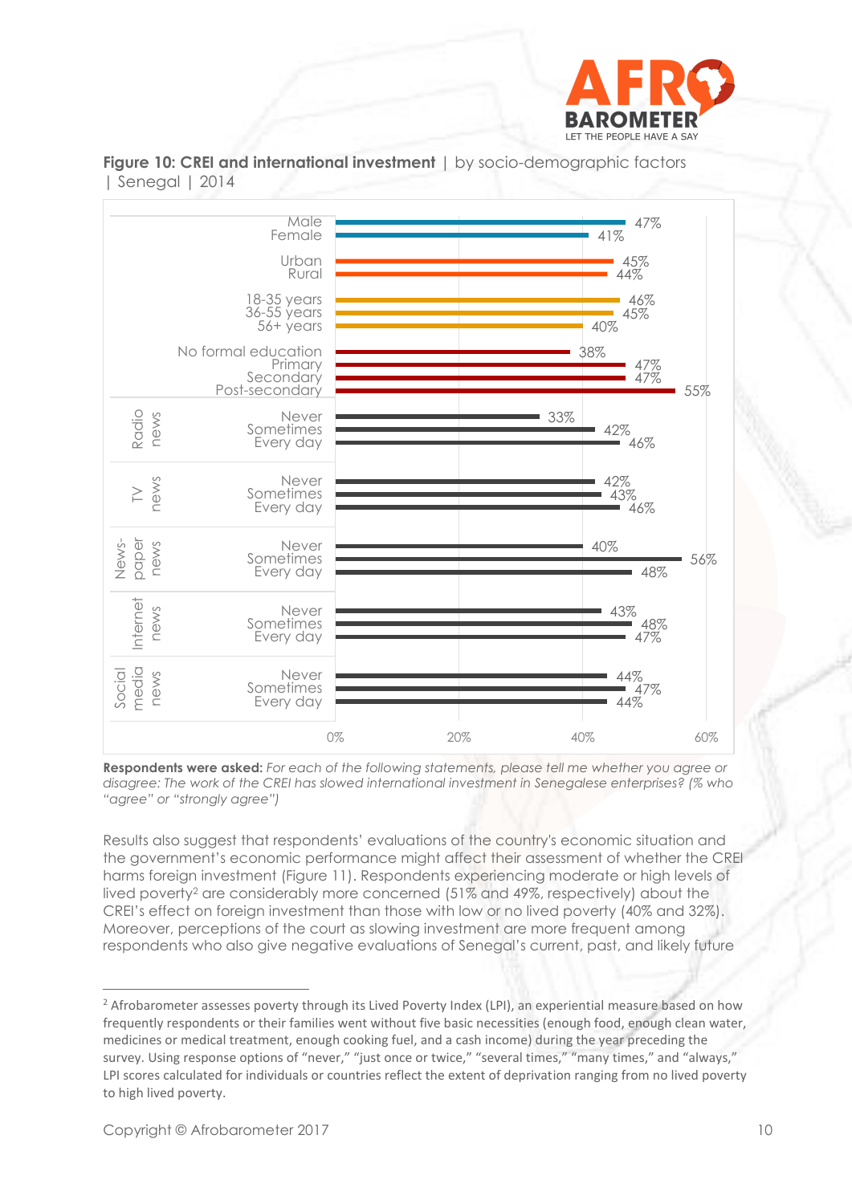**Figure 10: CREI and international investment** | by socio-demographic factors | Senegal | 2014

| Category | Group | % |
|---|---|---|
| | Male | 47% |
| | Female | 41% |
| | Urban | 45% |
| | Rural | 44% |
| | 18-35 years | 46% |
| | 36-55 years | 45% |
| | 56+ years | 40% |
| | No formal education | 38% |
| | Primary | 47% |
| | Secondary | 47% |
| | Post-secondary | 55% |
| Radio news | Never | 33% |
| | Sometimes | 42% |
| | Every day | 46% |
| TV news | Never | 42% |
| | Sometimes | 43% |
| | Every day | 46% |
| Newspaper news | Never | 40% |
| | Sometimes | 56% |
| | Every day | 48% |
| Internet news | Never | 43% |
| | Sometimes | 48% |
| | Every day | 47% |
| Social media news | Never | 44% |
| | Sometimes | 47% |
| | Every day | 44% |

**Respondents were asked:** *For each of the following statements, please tell me whether you agree or disagree: The work of the CREI has slowed international investment in Senegalese enterprises? (% who "agree" or "strongly agree")*

Results also suggest that respondents' evaluations of the country's economic situation and the government's economic performance might affect their assessment of whether the CREI harms foreign investment (Figure 11). Respondents experiencing moderate or high levels of lived poverty[2] are considerably more concerned (51% and 49%, respectively) about the CREI's effect on foreign investment than those with low or no lived poverty (40% and 32%). Moreover, perceptions of the court as slowing investment are more frequent among respondents who also give negative evaluations of Senegal's current, past, and likely future

---

[2] Afrobarometer assesses poverty through its Lived Poverty Index (LPI), an experiential measure based on how frequently respondents or their families went without five basic necessities (enough food, enough clean water, medicines or medical treatment, enough cooking fuel, and a cash income) during the year preceding the survey. Using response options of "never," "just once or twice," "several times," "many times," and "always," LPI scores calculated for individuals or countries reflect the extent of deprivation ranging from no lived poverty to high lived poverty.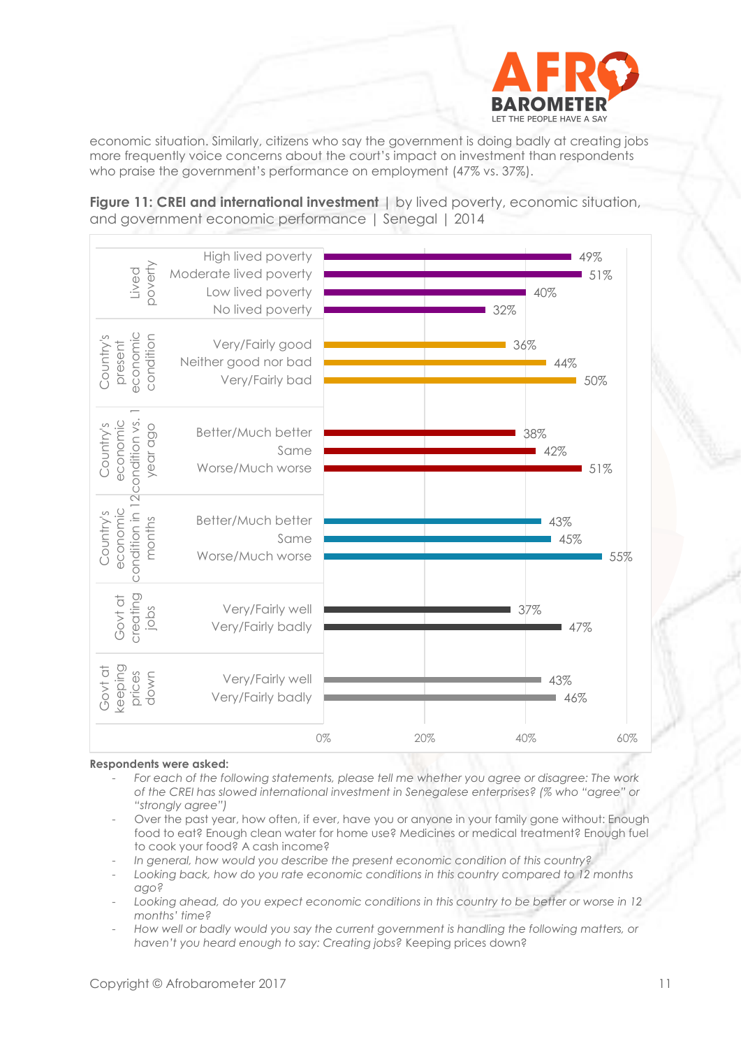economic situation. Similarly, citizens who say the government is doing badly at creating jobs more frequently voice concerns about the court's impact on investment than respondents who praise the government's performance on employment (47% vs. 37%).

**Figure 11: CREI and international investment** | by lived poverty, economic situation, and government economic performance | Senegal | 2014

| Category | Group | % |
|---|---|---|
| Lived poverty | High lived poverty | 49% |
| | Moderate lived poverty | 51% |
| | Low lived poverty | 40% |
| | No lived poverty | 32% |
| Country's present economic condition | Very/Fairly good | 36% |
| | Neither good nor bad | 44% |
| | Very/Fairly bad | 50% |
| Country's economic condition vs. 1 year ago | Better/Much better | 38% |
| | Same | 42% |
| | Worse/Much worse | 51% |
| Country's economic condition in 12 months | Better/Much better | 43% |
| | Same | 45% |
| | Worse/Much worse | 55% |
| Govt at creating jobs | Very/Fairly well | 37% |
| | Very/Fairly badly | 47% |
| Govt at keeping prices down | Very/Fairly well | 43% |
| | Very/Fairly badly | 46% |

**Respondents were asked:**

- *For each of the following statements, please tell me whether you agree or disagree: The work of the CREI has slowed international investment in Senegalese enterprises? (% who "agree" or "strongly agree")*
- Over the past year, how often, if ever, have you or anyone in your family gone without: Enough food to eat? Enough clean water for home use? Medicines or medical treatment? Enough fuel to cook your food? A cash income?
- *In general, how would you describe the present economic condition of this country?*
- *Looking back, how do you rate economic conditions in this country compared to 12 months ago?*
- *Looking ahead, do you expect economic conditions in this country to be better or worse in 12 months' time?*
- *How well or badly would you say the current government is handling the following matters, or haven't you heard enough to say: Creating jobs? Keeping prices down?*

Copyright © Afrobarometer 2017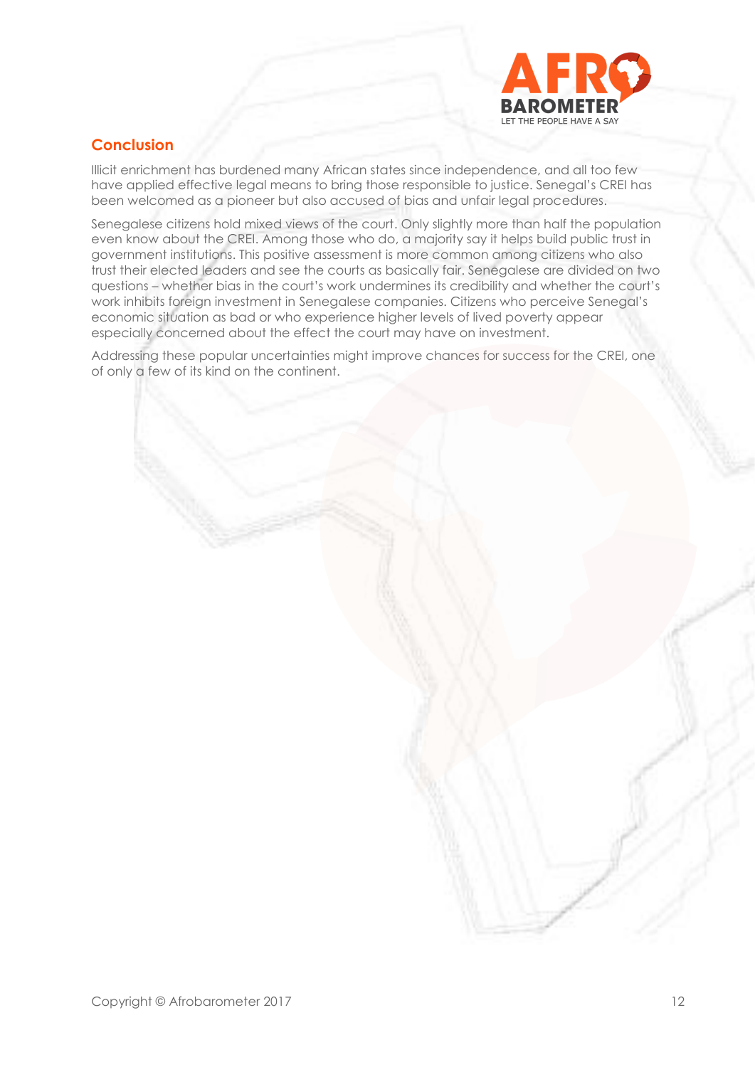## Conclusion

Illicit enrichment has burdened many African states since independence, and all too few have applied effective legal means to bring those responsible to justice. Senegal's CREI has been welcomed as a pioneer but also accused of bias and unfair legal procedures.

Senegalese citizens hold mixed views of the court. Only slightly more than half the population even know about the CREI. Among those who do, a majority say it helps build public trust in government institutions. This positive assessment is more common among citizens who also trust their elected leaders and see the courts as basically fair. Senegalese are divided on two questions – whether bias in the court's work undermines its credibility and whether the court's work inhibits foreign investment in Senegalese companies. Citizens who perceive Senegal's economic situation as bad or who experience higher levels of lived poverty appear especially concerned about the effect the court may have on investment.

Addressing these popular uncertainties might improve chances for success for the CREI, one of only a few of its kind on the continent.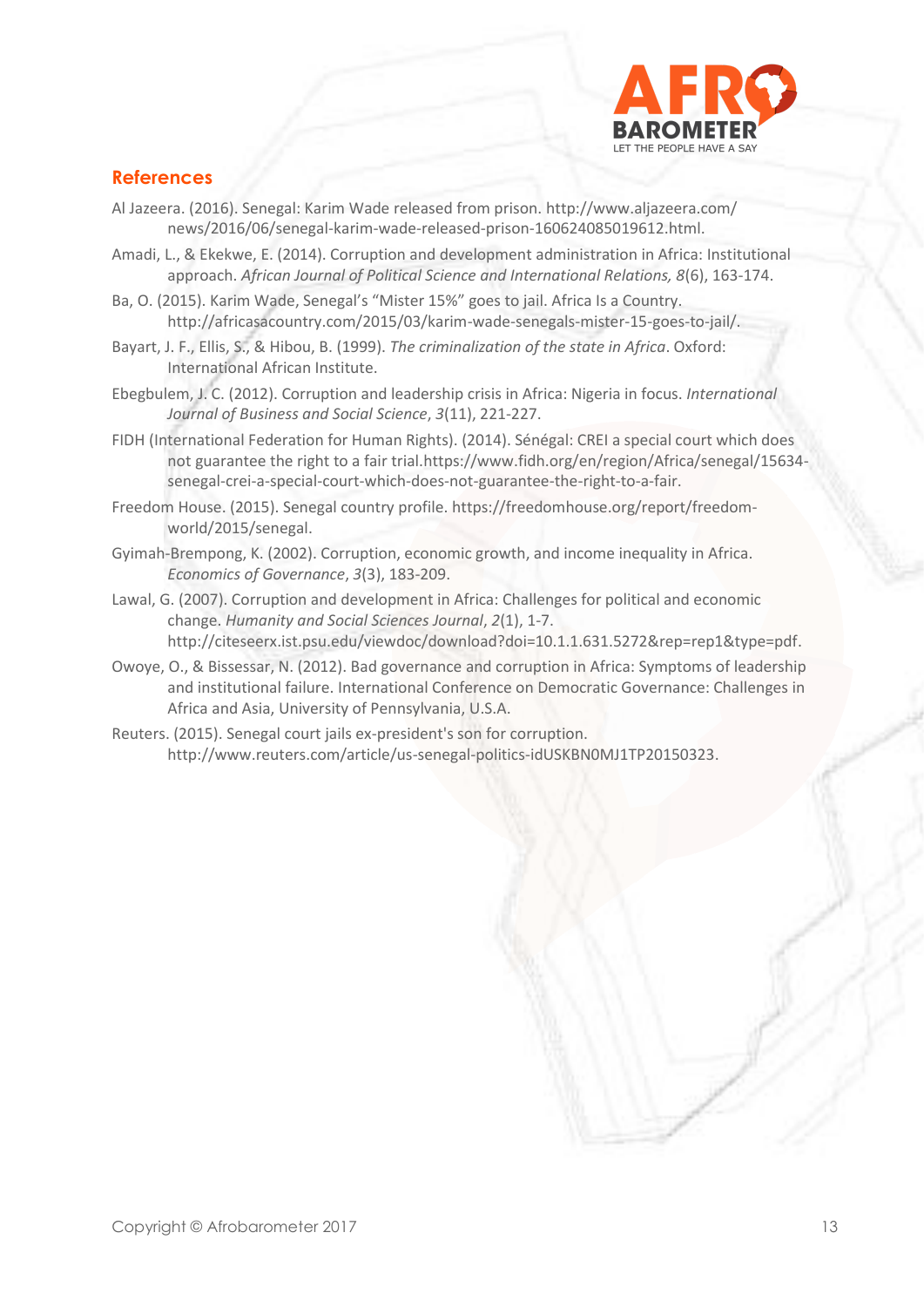## References

Al Jazeera. (2016). Senegal: Karim Wade released from prison. http://www.aljazeera.com/news/2016/06/senegal-karim-wade-released-prison-160624085019612.html.

Amadi, L., & Ekekwe, E. (2014). Corruption and development administration in Africa: Institutional approach. *African Journal of Political Science and International Relations, 8*(6), 163-174.

Ba, O. (2015). Karim Wade, Senegal's "Mister 15%" goes to jail. Africa Is a Country. http://africasacountry.com/2015/03/karim-wade-senegals-mister-15-goes-to-jail/.

Bayart, J. F., Ellis, S., & Hibou, B. (1999). *The criminalization of the state in Africa*. Oxford: International African Institute.

Ebegbulem, J. C. (2012). Corruption and leadership crisis in Africa: Nigeria in focus. *International Journal of Business and Social Science*, *3*(11), 221-227.

FIDH (International Federation for Human Rights). (2014). Sénégal: CREI a special court which does not guarantee the right to a fair trial.https://www.fidh.org/en/region/Africa/senegal/15634-senegal-crei-a-special-court-which-does-not-guarantee-the-right-to-a-fair.

Freedom House. (2015). Senegal country profile. https://freedomhouse.org/report/freedom-world/2015/senegal.

Gyimah-Brempong, K. (2002). Corruption, economic growth, and income inequality in Africa. *Economics of Governance*, *3*(3), 183-209.

Lawal, G. (2007). Corruption and development in Africa: Challenges for political and economic change. *Humanity and Social Sciences Journal*, *2*(1), 1-7. http://citeseerx.ist.psu.edu/viewdoc/download?doi=10.1.1.631.5272&rep=rep1&type=pdf.

Owoye, O., & Bissessar, N. (2012). Bad governance and corruption in Africa: Symptoms of leadership and institutional failure. International Conference on Democratic Governance: Challenges in Africa and Asia, University of Pennsylvania, U.S.A.

Reuters. (2015). Senegal court jails ex-president's son for corruption. http://www.reuters.com/article/us-senegal-politics-idUSKBN0MJ1TP20150323.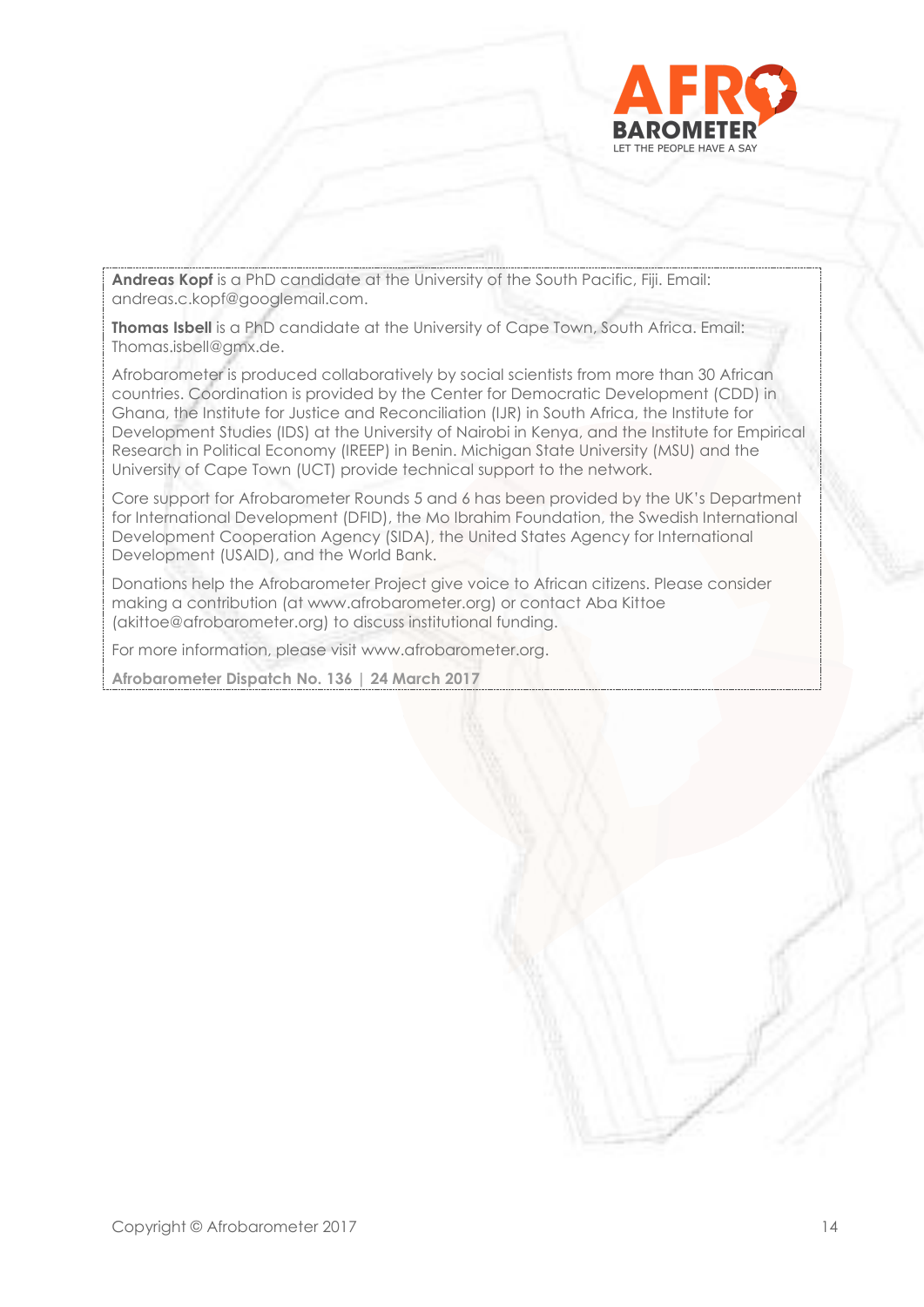**Andreas Kopf** is a PhD candidate at the University of the South Pacific, Fiji. Email: andreas.c.kopf@googlemail.com.

**Thomas Isbell** is a PhD candidate at the University of Cape Town, South Africa. Email: Thomas.isbell@gmx.de.

Afrobarometer is produced collaboratively by social scientists from more than 30 African countries. Coordination is provided by the Center for Democratic Development (CDD) in Ghana, the Institute for Justice and Reconciliation (IJR) in South Africa, the Institute for Development Studies (IDS) at the University of Nairobi in Kenya, and the Institute for Empirical Research in Political Economy (IREEP) in Benin. Michigan State University (MSU) and the University of Cape Town (UCT) provide technical support to the network.

Core support for Afrobarometer Rounds 5 and 6 has been provided by the UK's Department for International Development (DFID), the Mo Ibrahim Foundation, the Swedish International Development Cooperation Agency (SIDA), the United States Agency for International Development (USAID), and the World Bank.

Donations help the Afrobarometer Project give voice to African citizens. Please consider making a contribution (at www.afrobarometer.org) or contact Aba Kittoe (akittoe@afrobarometer.org) to discuss institutional funding.

For more information, please visit www.afrobarometer.org.

**Afrobarometer Dispatch No. 136 | 24 March 2017**

Copyright © Afrobarometer 2017